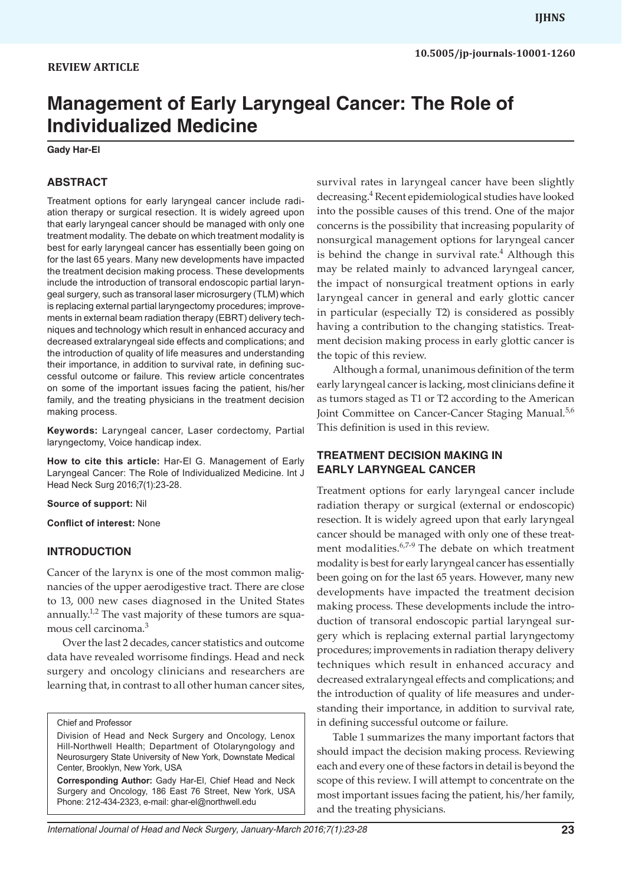REVIEW ARTICLE

10.5005/jp-journals-10001-1260

# Management of Early Laryngeal Cancer: The Role of Individualized Medicine

**Gady Har-El**

## ABSTRACT

Treatment options for early laryngeal cancer include radiation therapy or surgical resection. It is widely agreed upon that early laryngeal cancer should be managed with only one treatment modality. The debate on which treatment modality is best for early laryngeal cancer has essentially been going on for the last 65 years. Many new developments have impacted the treatment decision making process. These developments include the introduction of transoral endoscopic partial laryngeal surgery, such as transoral laser microsurgery (TLM) which is replacing external partial laryngectomy procedures; improvements in external beam radiation therapy (EBRT) delivery techniques and technology which result in enhanced accuracy and decreased extralaryngeal side effects and complications; and the introduction of quality of life measures and understanding their importance, in addition to survival rate, in defining successful outcome or failure. This review article concentrates on some of the important issues facing the patient, his/her family, and the treating physicians in the treatment decision making process.

**Keywords:** Laryngeal cancer, Laser cordectomy, Partial laryngectomy, Voice handicap index.

**How to cite this article:** Har-El G. Management of Early Laryngeal Cancer: The Role of Individualized Medicine. Int J Head Neck Surg 2016;7(1):23-28.

**Source of support:** Nil

**Conflict of interest:** None

## INTRODUCTION

Cancer of the larynx is one of the most common malignancies of the upper aerodigestive tract. There are close to 13, 000 new cases diagnosed in the United States annually.[1,2] The vast majority of these tumors are squamous cell carcinoma.[3]

Over the last 2 decades, cancer statistics and outcome data have revealed worrisome findings. Head and neck surgery and oncology clinicians and researchers are learning that, in contrast to all other human cancer sites, survival rates in laryngeal cancer have been slightly decreasing.[4] Recent epidemiological studies have looked into the possible causes of this trend. One of the major concerns is the possibility that increasing popularity of nonsurgical management options for laryngeal cancer is behind the change in survival rate.[4] Although this may be related mainly to advanced laryngeal cancer, the impact of nonsurgical treatment options in early laryngeal cancer in general and early glottic cancer in particular (especially T2) is considered as possibly having a contribution to the changing statistics. Treatment decision making process in early glottic cancer is the topic of this review.

Although a formal, unanimous definition of the term early laryngeal cancer is lacking, most clinicians define it as tumors staged as T1 or T2 according to the American Joint Committee on Cancer-Cancer Staging Manual.[5,6] This definition is used in this review.

## TREATMENT DECISION MAKING IN EARLY LARYNGEAL CANCER

Treatment options for early laryngeal cancer include radiation therapy or surgical (external or endoscopic) resection. It is widely agreed upon that early laryngeal cancer should be managed with only one of these treatment modalities.[6,7-9] The debate on which treatment modality is best for early laryngeal cancer has essentially been going on for the last 65 years. However, many new developments have impacted the treatment decision making process. These developments include the introduction of transoral endoscopic partial laryngeal surgery which is replacing external partial laryngectomy procedures; improvements in radiation therapy delivery techniques which result in enhanced accuracy and decreased extralaryngeal effects and complications; and the introduction of quality of life measures and understanding their importance, in addition to survival rate, in defining successful outcome or failure.

Table 1 summarizes the many important factors that should impact the decision making process. Reviewing each and every one of these factors in detail is beyond the scope of this review. I will attempt to concentrate on the most important issues facing the patient, his/her family, and the treating physicians.

---

Chief and Professor

Division of Head and Neck Surgery and Oncology, Lenox Hill-Northwell Health; Department of Otolaryngology and Neurosurgery State University of New York, Downstate Medical Center, Brooklyn, New York, USA

**Corresponding Author:** Gady Har-El, Chief Head and Neck Surgery and Oncology, 186 East 76 Street, New York, USA Phone: 212-434-2323, e-mail: ghar-el@northwell.edu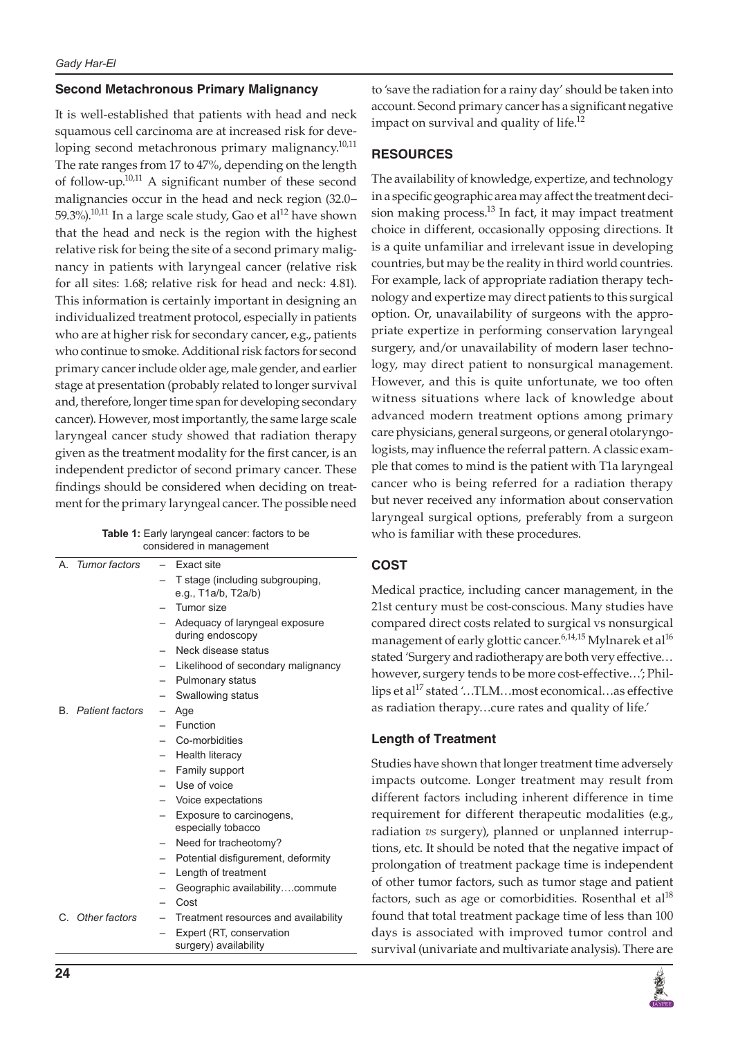### Second Metachronous Primary Malignancy

It is well-established that patients with head and neck squamous cell carcinoma are at increased risk for developing second metachronous primary malignancy.[10,11] The rate ranges from 17 to 47%, depending on the length of follow-up.[10,11] A significant number of these second malignancies occur in the head and neck region (32.0–59.3%).[10,11] In a large scale study, Gao et al[12] have shown that the head and neck is the region with the highest relative risk for being the site of a second primary malignancy in patients with laryngeal cancer (relative risk for all sites: 1.68; relative risk for head and neck: 4.81). This information is certainly important in designing an individualized treatment protocol, especially in patients who are at higher risk for secondary cancer, e.g., patients who continue to smoke. Additional risk factors for second primary cancer include older age, male gender, and earlier stage at presentation (probably related to longer survival and, therefore, longer time span for developing secondary cancer). However, most importantly, the same large scale laryngeal cancer study showed that radiation therapy given as the treatment modality for the first cancer, is an independent predictor of second primary cancer. These findings should be considered when deciding on treatment for the primary laryngeal cancer. The possible need to 'save the radiation for a rainy day' should be taken into account. Second primary cancer has a significant negative impact on survival and quality of life.[12]

**Table 1:** Early laryngeal cancer: factors to be considered in management

| | |
|---|---|
| A. *Tumor factors* | – Exact site |
| | – T stage (including subgrouping, e.g., T1a/b, T2a/b) |
| | – Tumor size |
| | – Adequacy of laryngeal exposure during endoscopy |
| | – Neck disease status |
| | – Likelihood of secondary malignancy |
| | – Pulmonary status |
| | – Swallowing status |
| B. *Patient factors* | – Age |
| | – Function |
| | – Co-morbidities |
| | – Health literacy |
| | – Family support |
| | – Use of voice |
| | – Voice expectations |
| | – Exposure to carcinogens, especially tobacco |
| | – Need for tracheotomy? |
| | – Potential disfigurement, deformity |
| | – Length of treatment |
| | – Geographic availability….commute |
| | – Cost |
| C. *Other factors* | – Treatment resources and availability |
| | – Expert (RT, conservation surgery) availability |

## RESOURCES

The availability of knowledge, expertize, and technology in a specific geographic area may affect the treatment decision making process.[13] In fact, it may impact treatment choice in different, occasionally opposing directions. It is a quite unfamiliar and irrelevant issue in developing countries, but may be the reality in third world countries. For example, lack of appropriate radiation therapy technology and expertize may direct patients to this surgical option. Or, unavailability of surgeons with the appropriate expertize in performing conservation laryngeal surgery, and/or unavailability of modern laser technology, may direct patient to nonsurgical management. However, and this is quite unfortunate, we too often witness situations where lack of knowledge about advanced modern treatment options among primary care physicians, general surgeons, or general otolaryngologists, may influence the referral pattern. A classic example that comes to mind is the patient with T1a laryngeal cancer who is being referred for a radiation therapy but never received any information about conservation laryngeal surgical options, preferably from a surgeon who is familiar with these procedures.

## COST

Medical practice, including cancer management, in the 21st century must be cost-conscious. Many studies have compared direct costs related to surgical vs nonsurgical management of early glottic cancer.[6,14,15] Mylnarek et al[16] stated 'Surgery and radiotherapy are both very effective… however, surgery tends to be more cost-effective…'; Phillips et al[17] stated '…TLM…most economical…as effective as radiation therapy…cure rates and quality of life.'

### Length of Treatment

Studies have shown that longer treatment time adversely impacts outcome. Longer treatment may result from different factors including inherent difference in time requirement for different therapeutic modalities (e.g., radiation *vs* surgery), planned or unplanned interruptions, etc. It should be noted that the negative impact of prolongation of treatment package time is independent of other tumor factors, such as tumor stage and patient factors, such as age or comorbidities. Rosenthal et al[18] found that total treatment package time of less than 100 days is associated with improved tumor control and survival (univariate and multivariate analysis). There are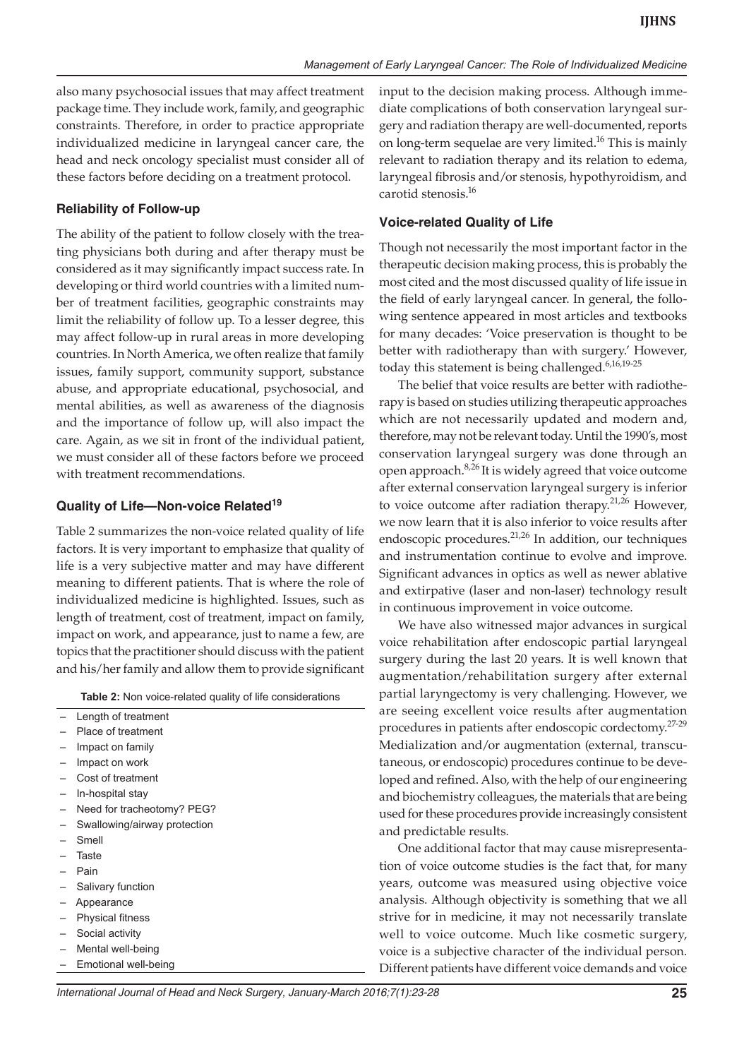also many psychosocial issues that may affect treatment package time. They include work, family, and geographic constraints. Therefore, in order to practice appropriate individualized medicine in laryngeal cancer care, the head and neck oncology specialist must consider all of these factors before deciding on a treatment protocol.

### Reliability of Follow-up

The ability of the patient to follow closely with the treating physicians both during and after therapy must be considered as it may significantly impact success rate. In developing or third world countries with a limited number of treatment facilities, geographic constraints may limit the reliability of follow up. To a lesser degree, this may affect follow-up in rural areas in more developing countries. In North America, we often realize that family issues, family support, community support, substance abuse, and appropriate educational, psychosocial, and mental abilities, as well as awareness of the diagnosis and the importance of follow up, will also impact the care. Again, as we sit in front of the individual patient, we must consider all of these factors before we proceed with treatment recommendations.

### Quality of Life—Non-voice Related[19]

Table 2 summarizes the non-voice related quality of life factors. It is very important to emphasize that quality of life is a very subjective matter and may have different meaning to different patients. That is where the role of individualized medicine is highlighted. Issues, such as length of treatment, cost of treatment, impact on family, impact on work, and appearance, just to name a few, are topics that the practitioner should discuss with the patient and his/her family and allow them to provide significant input to the decision making process. Although immediate complications of both conservation laryngeal surgery and radiation therapy are well-documented, reports on long-term sequelae are very limited.[16] This is mainly relevant to radiation therapy and its relation to edema, laryngeal fibrosis and/or stenosis, hypothyroidism, and carotid stenosis.[16]

**Table 2:** Non voice-related quality of life considerations

- Length of treatment
- Place of treatment
- Impact on family
- Impact on work
- Cost of treatment
- In-hospital stay
- Need for tracheotomy? PEG?
- Swallowing/airway protection
- Smell
- Taste
- Pain
- Salivary function
- Appearance
- Physical fitness
- Social activity
- Mental well-being
- Emotional well-being

### Voice-related Quality of Life

Though not necessarily the most important factor in the therapeutic decision making process, this is probably the most cited and the most discussed quality of life issue in the field of early laryngeal cancer. In general, the following sentence appeared in most articles and textbooks for many decades: 'Voice preservation is thought to be better with radiotherapy than with surgery.' However, today this statement is being challenged.[6,16,19-25]

The belief that voice results are better with radiotherapy is based on studies utilizing therapeutic approaches which are not necessarily updated and modern and, therefore, may not be relevant today. Until the 1990's, most conservation laryngeal surgery was done through an open approach.[8,26] It is widely agreed that voice outcome after external conservation laryngeal surgery is inferior to voice outcome after radiation therapy.[21,26] However, we now learn that it is also inferior to voice results after endoscopic procedures.[21,26] In addition, our techniques and instrumentation continue to evolve and improve. Significant advances in optics as well as newer ablative and extirpative (laser and non-laser) technology result in continuous improvement in voice outcome.

We have also witnessed major advances in surgical voice rehabilitation after endoscopic partial laryngeal surgery during the last 20 years. It is well known that augmentation/rehabilitation surgery after external partial laryngectomy is very challenging. However, we are seeing excellent voice results after augmentation procedures in patients after endoscopic cordectomy.[27-29] Medialization and/or augmentation (external, transcutaneous, or endoscopic) procedures continue to be developed and refined. Also, with the help of our engineering and biochemistry colleagues, the materials that are being used for these procedures provide increasingly consistent and predictable results.

One additional factor that may cause misrepresentation of voice outcome studies is the fact that, for many years, outcome was measured using objective voice analysis. Although objectivity is something that we all strive for in medicine, it may not necessarily translate well to voice outcome. Much like cosmetic surgery, voice is a subjective character of the individual person. Different patients have different voice demands and voice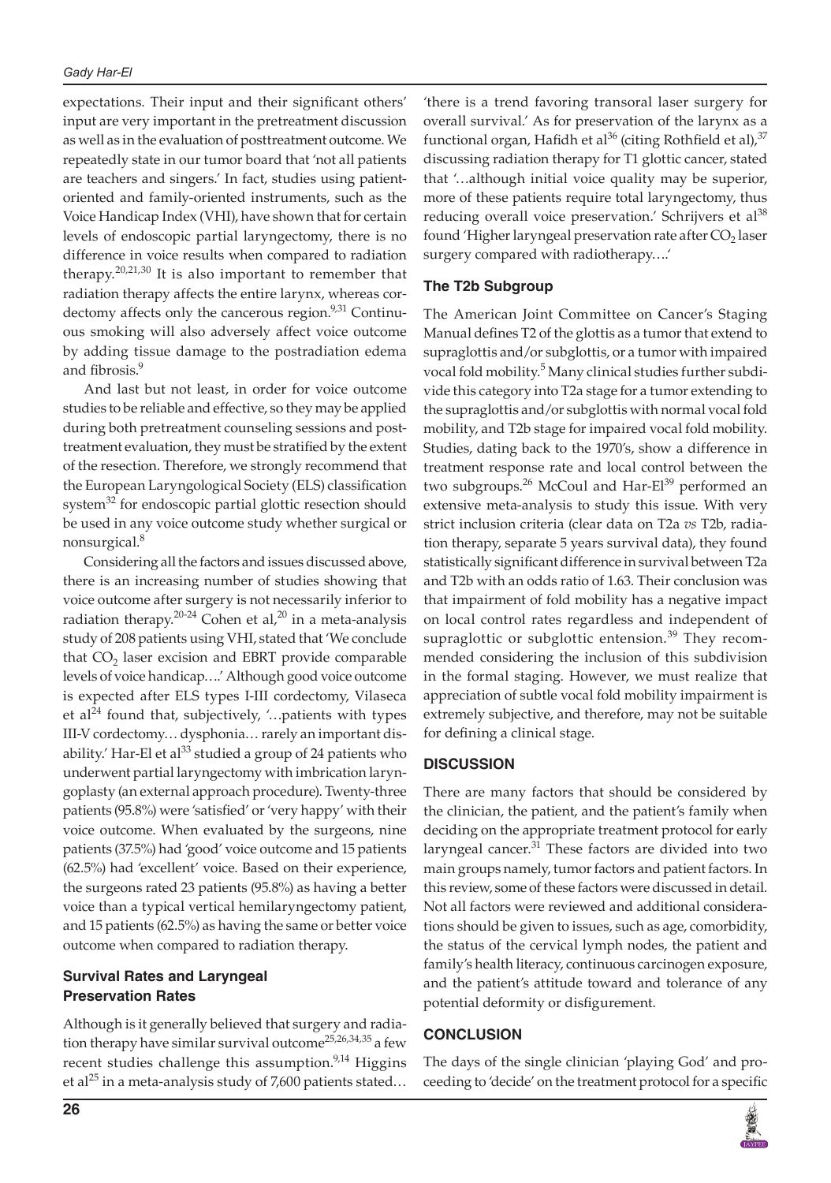expectations. Their input and their significant others' input are very important in the pretreatment discussion as well as in the evaluation of posttreatment outcome. We repeatedly state in our tumor board that 'not all patients are teachers and singers.' In fact, studies using patient-oriented and family-oriented instruments, such as the Voice Handicap Index (VHI), have shown that for certain levels of endoscopic partial laryngectomy, there is no difference in voice results when compared to radiation therapy.[20,21,30] It is also important to remember that radiation therapy affects the entire larynx, whereas cordectomy affects only the cancerous region.[9,31] Continuous smoking will also adversely affect voice outcome by adding tissue damage to the postradiation edema and fibrosis.[9]

And last but not least, in order for voice outcome studies to be reliable and effective, so they may be applied during both pretreatment counseling sessions and posttreatment evaluation, they must be stratified by the extent of the resection. Therefore, we strongly recommend that the European Laryngological Society (ELS) classification system[32] for endoscopic partial glottic resection should be used in any voice outcome study whether surgical or nonsurgical.[8]

Considering all the factors and issues discussed above, there is an increasing number of studies showing that voice outcome after surgery is not necessarily inferior to radiation therapy.[20-24] Cohen et al,[20] in a meta-analysis study of 208 patients using VHI, stated that 'We conclude that $CO_2$ laser excision and EBRT provide comparable levels of voice handicap….' Although good voice outcome is expected after ELS types I-III cordectomy, Vilaseca et al[24] found that, subjectively, '…patients with types III-V cordectomy… dysphonia… rarely an important disability.' Har-El et al[33] studied a group of 24 patients who underwent partial laryngectomy with imbrication laryngoplasty (an external approach procedure). Twenty-three patients (95.8%) were 'satisfied' or 'very happy' with their voice outcome. When evaluated by the surgeons, nine patients (37.5%) had 'good' voice outcome and 15 patients (62.5%) had 'excellent' voice. Based on their experience, the surgeons rated 23 patients (95.8%) as having a better voice than a typical vertical hemilaryngectomy patient, and 15 patients (62.5%) as having the same or better voice outcome when compared to radiation therapy.

### Survival Rates and Laryngeal Preservation Rates

Although is it generally believed that surgery and radiation therapy have similar survival outcome[25,26,34,35] a few recent studies challenge this assumption.[9,14] Higgins et al[25] in a meta-analysis study of 7,600 patients stated… 'there is a trend favoring transoral laser surgery for overall survival.' As for preservation of the larynx as a functional organ, Hafidh et al[36] (citing Rothfield et al),[37] discussing radiation therapy for T1 glottic cancer, stated that '…although initial voice quality may be superior, more of these patients require total laryngectomy, thus reducing overall voice preservation.' Schrijvers et al[38] found 'Higher laryngeal preservation rate after $CO_2$ laser surgery compared with radiotherapy….'

### The T2b Subgroup

The American Joint Committee on Cancer's Staging Manual defines T2 of the glottis as a tumor that extend to supraglottis and/or subglottis, or a tumor with impaired vocal fold mobility.[5] Many clinical studies further subdivide this category into T2a stage for a tumor extending to the supraglottis and/or subglottis with normal vocal fold mobility, and T2b stage for impaired vocal fold mobility. Studies, dating back to the 1970's, show a difference in treatment response rate and local control between the two subgroups.[26] McCoul and Har-El[39] performed an extensive meta-analysis to study this issue. With very strict inclusion criteria (clear data on T2a *vs* T2b, radiation therapy, separate 5 years survival data), they found statistically significant difference in survival between T2a and T2b with an odds ratio of 1.63. Their conclusion was that impairment of fold mobility has a negative impact on local control rates regardless and independent of supraglottic or subglottic entension.[39] They recommended considering the inclusion of this subdivision in the formal staging. However, we must realize that appreciation of subtle vocal fold mobility impairment is extremely subjective, and therefore, may not be suitable for defining a clinical stage.

## DISCUSSION

There are many factors that should be considered by the clinician, the patient, and the patient's family when deciding on the appropriate treatment protocol for early laryngeal cancer.[31] These factors are divided into two main groups namely, tumor factors and patient factors. In this review, some of these factors were discussed in detail. Not all factors were reviewed and additional considerations should be given to issues, such as age, comorbidity, the status of the cervical lymph nodes, the patient and family's health literacy, continuous carcinogen exposure, and the patient's attitude toward and tolerance of any potential deformity or disfigurement.

## CONCLUSION

The days of the single clinician 'playing God' and proceeding to 'decide' on the treatment protocol for a specific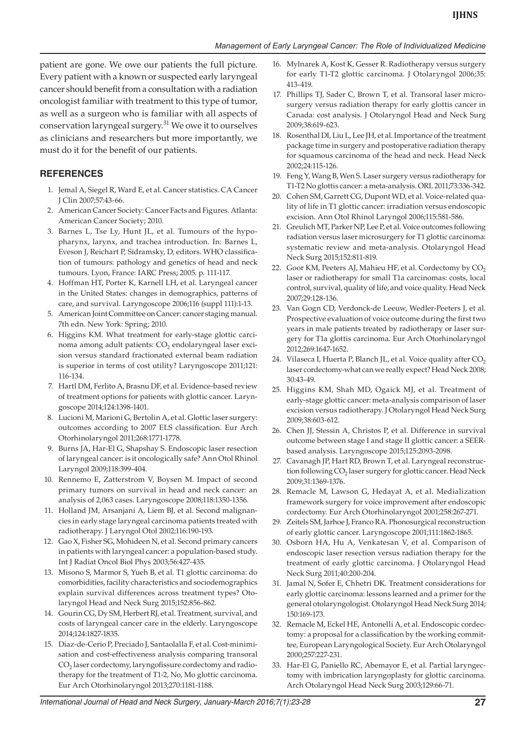patient are gone. We owe our patients the full picture. Every patient with a known or suspected early laryngeal cancer should benefit from a consultation with a radiation oncologist familiar with treatment to this type of tumor, as well as a surgeon who is familiar with all aspects of conservation laryngeal surgery.[31] We owe it to ourselves as clinicians and researchers but more importantly, we must do it for the benefit of our patients.

## REFERENCES

1. Jemal A, Siegel R, Ward E, et al. Cancer statistics. CA Cancer J Clin 2007;57:43-66.
2. American Cancer Society: Cancer Facts and Figures. Atlanta: American Cancer Society; 2010.
3. Barnes L, Tse Ly, Hunt JL, et al. Tumours of the hypopharynx, larynx, and trachea introduction. In: Barnes L, Eveson J, Reichart P, Sidramsky, D, editors. WHO classification of tumours: pathology and genetics of head and neck tumours. Lyon, France: IARC Press; 2005. p. 111-117.
4. Hoffman HT, Porter K, Karnell LH, et al. Laryngeal cancer in the United States: changes in demographics, patterns of care, and survival. Laryngoscope 2006;116 (suppl 111):1-13.
5. American Joint Committee on Cancer: cancer staging manual. 7th edn. New York: Spring; 2010.
6. Higgins KM. What treatment for early-stage glottic carcinoma among adult patients: $CO_2$ endolaryngeal laser excision versus standard fractionated external beam radiation is superior in terms of cost utility? Laryngoscope 2011;121: 116-134.
7. Hartl DM, Ferlito A, Brasnu DF, et al. Evidence-based review of treatment options for patients with glottic cancer. Laryngoscope 2014;124:1398-1401.
8. Lucioni M, Marioni G, Bertolin A, et al. Glottic laser surgery: outcomes according to 2007 ELS classification. Eur Arch Otorhinolaryngol 2011;268:1771-1778.
9. Burns JA, Har-El G, Shapshay S. Endoscopic laser resection of laryngeal cancer: is it oncologically safe? Ann Otol Rhinol Laryngol 2009;118:399-404.
10. Rennemo E, Zatterstrom V, Boysen M. Impact of second primary tumors on survival in head and neck cancer: an analysis of 2,063 cases. Laryngoscope 2008;118:1350-1356.
11. Holland JM, Arsanjani A, Liem BJ, et al. Second malignancies in early stage laryngeal carcinoma patients treated with radiotherapy. J Laryngol Otol 2002;116:190-193.
12. Gao X, Fisher SG, Mohideen N, et al. Second primary cancers in patients with laryngeal cancer: a population-based study. Int J Radiat Oncol Biol Phys 2003;56:427-435.
13. Misono S, Marmor S, Yueh B, et al. T1 glottic carcinoma: do comorbidities, facility characteristics and sociodemographics explain survival differences across treatment types? Otolaryngol Head and Neck Surg 2015;152:856-862.
14. Gourin CG, Dy SM, Herbert RJ, et al. Treatment, survival, and costs of laryngeal cancer care in the elderly. Laryngoscope 2014;124:1827-1835.
15. Diaz-de-Cerio P, Preciado J, Santaolalla F, et al. Cost-minimisation and cost-effectiveness analysis comparing transoral $CO_2$ laser cordectomy, laryngofissure cordectomy and radiotherapy for the treatment of T1-2, No, Mo glottic carcinoma. Eur Arch Otorhinolaryngol 2013;270:1181-1188.
16. Mylnarek A, Kost K, Gesser R. Radiotherapy versus surgery for early T1-T2 glottic carcinoma. J Otolaryngol 2006;35: 413-419.
17. Phillips TJ, Sader C, Brown T, et al. Transoral laser microsurgery versus radiation therapy for early glottis cancer in Canada: cost analysis. J Otolaryngol Head and Neck Surg 2009;38:619-623.
18. Rosenthal DI, Liu L, Lee JH, et al. Importance of the treatment package time in surgery and postoperative radiation therapy for squamous carcinoma of the head and neck. Head Neck 2002;24:115-126.
19. Feng Y, Wang B, Wen S. Laser surgery versus radiotherapy for T1-T2 No glottis cancer: a meta-analysis. ORL 2011;73:336-342.
20. Cohen SM, Garrett CG, Dupont WD, et al. Voice-related quality of life in T1 glottic cancer: irradiation versus endoscopic excision. Ann Otol Rhinol Laryngol 2006;115:581-586.
21. Greulich MT, Parker NP, Lee P, et al. Voice outcomes following radiation versus laser microsurgery for T1 glottic carcinoma: systematic review and meta-analysis. Otolaryngol Head Neck Surg 2015;152:811-819.
22. Goor KM, Peeters AJ, Mahieu HF, et al. Cordectomy by $CO_2$ laser or radiotherapy for small T1a carcinomas: costs, local control, survival, quality of life, and voice quality. Head Neck 2007;29:128-136.
23. Van Gogn CD, Verdonck-de Leeuw, Wedler-Peeters J, et al. Prospective evaluation of voice outcome during the first two years in male patients treated by radiotherapy or laser surgery for T1a glottis carcinoma. Eur Arch Otorhinolaryngol 2012;269:1647-1652.
24. Vilaseca I, Huerta P, Blanch JL, et al. Voice quality after $CO_2$ laser cordectomy-what can we really expect? Head Neck 2008; 30:43-49.
25. Higgins KM, Shah MD, Ogaick MJ, et al. Treatment of early-stage glottic cancer: meta-analysis comparison of laser excision versus radiotherapy. J Otolaryngol Head Neck Surg 2009;38:603-612.
26. Chen JJ, Stessin A, Christos P, et al. Difference in survival outcome between stage I and stage II glottic cancer: a SEER-based analysis. Laryngoscope 2015;125:2093-2098.
27. Cavanagh JP, Hart RD, Brown T, et al. Laryngeal reconstruction following $CO_2$ laser surgery for glottic cancer. Head Neck 2009;31:1369-1376.
28. Remacle M, Lawson G, Hedayat A, et al. Medialization framework surgery for voice improvement after endoscopic cordectomy. Eur Arch Otorhinolaryngol 2001;258:267-271.
29. Zeitels SM, Jarhoe J, Franco RA. Phonosurgical reconstruction of early glottic cancer. Laryngoscope 2001;111:1862-1865.
30. Osborn HA, Hu A, Venkatesan V, et al. Comparison of endoscopic laser resection versus radiation therapy for the treatment of early glottic carcinoma. J Otolaryngol Head Neck Surg 2011;40:200-204.
31. Jamal N, Sofer E, Chhetri DK. Treatment considerations for early glottic carcinoma: lessons learned and a primer for the general otolaryngologist. Otolaryngol Head Neck Surg 2014; 150:169-173.
32. Remacle M, Eckel HE, Antonelli A, et al. Endoscopic cordectomy: a proposal for a classification by the working committee, European Laryngological Society. Eur Arch Otolaryngol 2000;257:227-231.
33. Har-El G, Paniello RC, Abemayor E, et al. Partial laryngectomy with imbrication laryngoplasty for glottic carcinoma. Arch Otolaryngol Head Neck Surg 2003;129:66-71.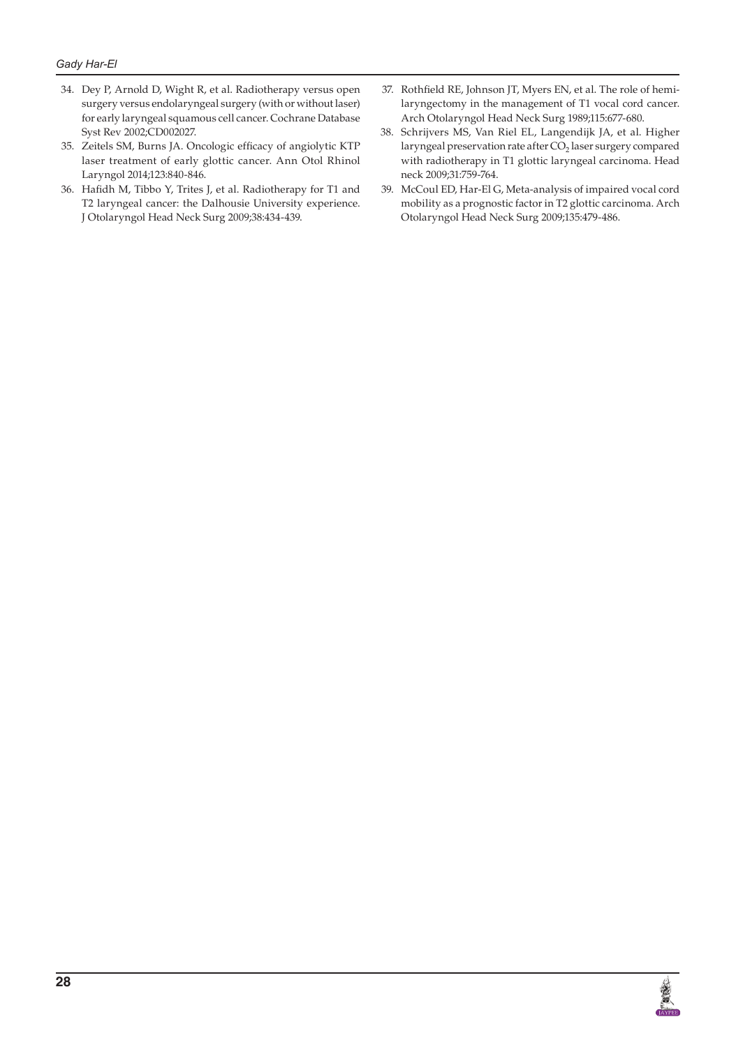34. Dey P, Arnold D, Wight R, et al. Radiotherapy versus open surgery versus endolaryngeal surgery (with or without laser) for early laryngeal squamous cell cancer. Cochrane Database Syst Rev 2002;CD002027.
35. Zeitels SM, Burns JA. Oncologic efficacy of angiolytic KTP laser treatment of early glottic cancer. Ann Otol Rhinol Laryngol 2014;123:840-846.
36. Hafidh M, Tibbo Y, Trites J, et al. Radiotherapy for T1 and T2 laryngeal cancer: the Dalhousie University experience. J Otolaryngol Head Neck Surg 2009;38:434-439.
37. Rothfield RE, Johnson JT, Myers EN, et al. The role of hemilaryngectomy in the management of T1 vocal cord cancer. Arch Otolaryngol Head Neck Surg 1989;115:677-680.
38. Schrijvers MS, Van Riel EL, Langendijk JA, et al. Higher laryngeal preservation rate after $CO_2$ laser surgery compared with radiotherapy in T1 glottic laryngeal carcinoma. Head neck 2009;31:759-764.
39. McCoul ED, Har-El G, Meta-analysis of impaired vocal cord mobility as a prognostic factor in T2 glottic carcinoma. Arch Otolaryngol Head Neck Surg 2009;135:479-486.